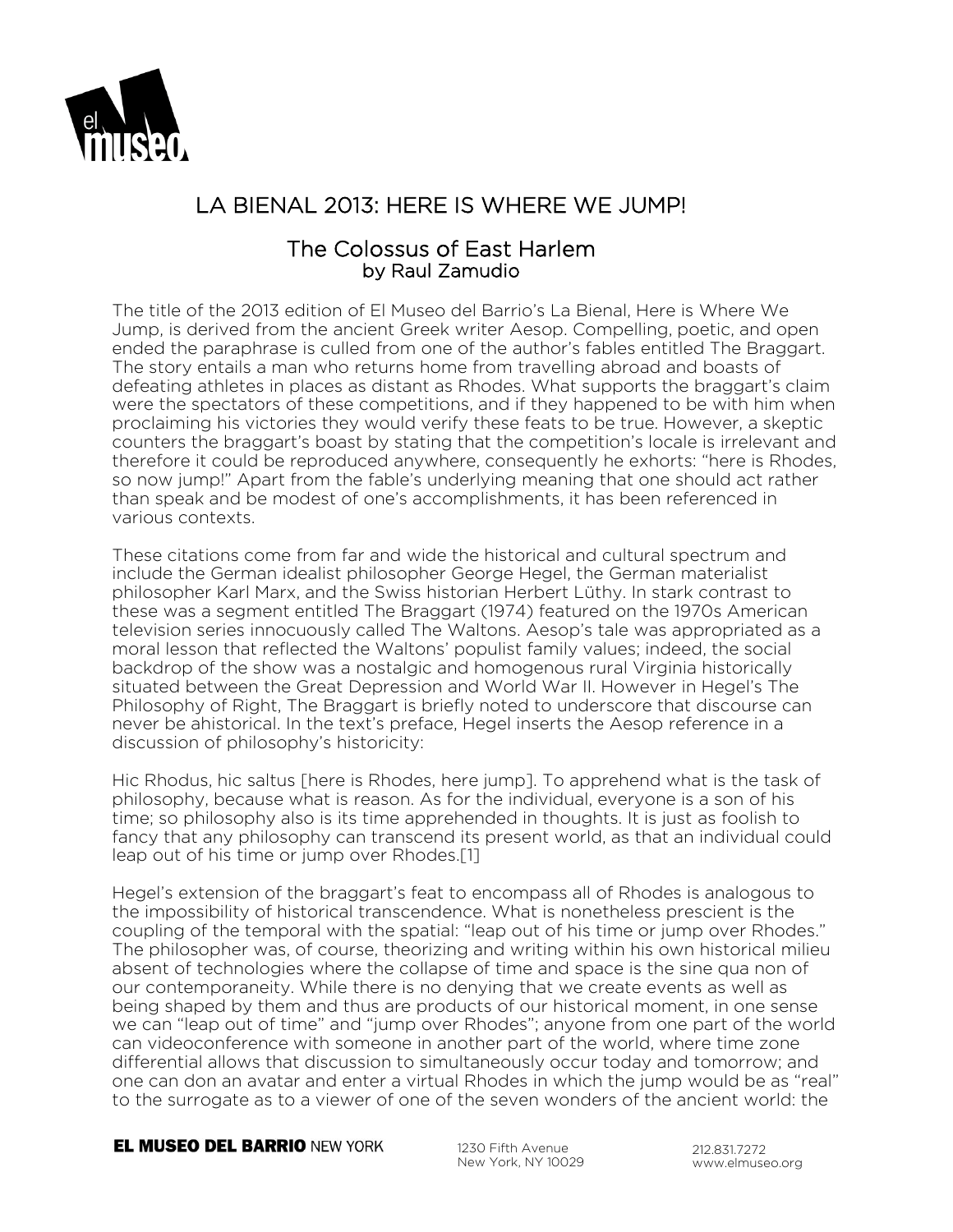# LA BIENAL 2013: HERE IS WHERE WE JUMP!

## The Colossus of East Harlem
### by Raul Zamudio

The title of the 2013 edition of El Museo del Barrio's La Bienal, Here is Where We Jump, is derived from the ancient Greek writer Aesop. Compelling, poetic, and open ended the paraphrase is culled from one of the author's fables entitled The Braggart. The story entails a man who returns home from travelling abroad and boasts of defeating athletes in places as distant as Rhodes. What supports the braggart's claim were the spectators of these competitions, and if they happened to be with him when proclaiming his victories they would verify these feats to be true. However, a skeptic counters the braggart's boast by stating that the competition's locale is irrelevant and therefore it could be reproduced anywhere, consequently he exhorts: "here is Rhodes, so now jump!" Apart from the fable's underlying meaning that one should act rather than speak and be modest of one's accomplishments, it has been referenced in various contexts.

These citations come from far and wide the historical and cultural spectrum and include the German idealist philosopher George Hegel, the German materialist philosopher Karl Marx, and the Swiss historian Herbert Lüthy. In stark contrast to these was a segment entitled The Braggart (1974) featured on the 1970s American television series innocuously called The Waltons. Aesop's tale was appropriated as a moral lesson that reflected the Waltons' populist family values; indeed, the social backdrop of the show was a nostalgic and homogenous rural Virginia historically situated between the Great Depression and World War II. However in Hegel's The Philosophy of Right, The Braggart is briefly noted to underscore that discourse can never be ahistorical. In the text's preface, Hegel inserts the Aesop reference in a discussion of philosophy's historicity:

Hic Rhodus, hic saltus [here is Rhodes, here jump]. To apprehend what is the task of philosophy, because what is reason. As for the individual, everyone is a son of his time; so philosophy also is its time apprehended in thoughts. It is just as foolish to fancy that any philosophy can transcend its present world, as that an individual could leap out of his time or jump over Rhodes.[1]

Hegel's extension of the braggart's feat to encompass all of Rhodes is analogous to the impossibility of historical transcendence. What is nonetheless prescient is the coupling of the temporal with the spatial: "leap out of his time or jump over Rhodes." The philosopher was, of course, theorizing and writing within his own historical milieu absent of technologies where the collapse of time and space is the sine qua non of our contemporaneity. While there is no denying that we create events as well as being shaped by them and thus are products of our historical moment, in one sense we can "leap out of time" and "jump over Rhodes"; anyone from one part of the world can videoconference with someone in another part of the world, where time zone differential allows that discussion to simultaneously occur today and tomorrow; and one can don an avatar and enter a virtual Rhodes in which the jump would be as "real" to the surrogate as to a viewer of one of the seven wonders of the ancient world: the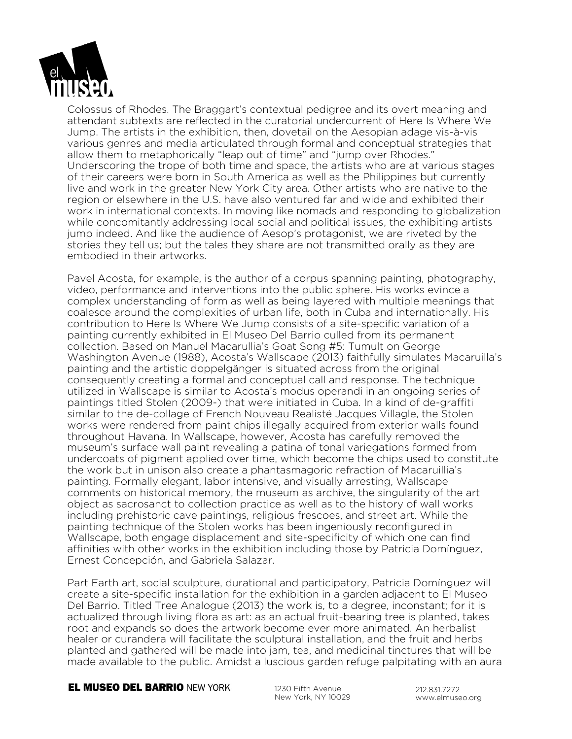Colossus of Rhodes. The Braggart's contextual pedigree and its overt meaning and attendant subtexts are reflected in the curatorial undercurrent of Here Is Where We Jump. The artists in the exhibition, then, dovetail on the Aesopian adage vis-à-vis various genres and media articulated through formal and conceptual strategies that allow them to metaphorically "leap out of time" and "jump over Rhodes." Underscoring the trope of both time and space, the artists who are at various stages of their careers were born in South America as well as the Philippines but currently live and work in the greater New York City area. Other artists who are native to the region or elsewhere in the U.S. have also ventured far and wide and exhibited their work in international contexts. In moving like nomads and responding to globalization while concomitantly addressing local social and political issues, the exhibiting artists jump indeed. And like the audience of Aesop's protagonist, we are riveted by the stories they tell us; but the tales they share are not transmitted orally as they are embodied in their artworks.

Pavel Acosta, for example, is the author of a corpus spanning painting, photography, video, performance and interventions into the public sphere. His works evince a complex understanding of form as well as being layered with multiple meanings that coalesce around the complexities of urban life, both in Cuba and internationally. His contribution to Here Is Where We Jump consists of a site-specific variation of a painting currently exhibited in El Museo Del Barrio culled from its permanent collection. Based on Manuel Macarullia's Goat Song #5: Tumult on George Washington Avenue (1988), Acosta's Wallscape (2013) faithfully simulates Macaruilla's painting and the artistic doppelgänger is situated across from the original consequently creating a formal and conceptual call and response. The technique utilized in Wallscape is similar to Acosta's modus operandi in an ongoing series of paintings titled Stolen (2009-) that were initiated in Cuba. In a kind of de-graffiti similar to the de-collage of French Nouveau Realisté Jacques Villagle, the Stolen works were rendered from paint chips illegally acquired from exterior walls found throughout Havana. In Wallscape, however, Acosta has carefully removed the museum's surface wall paint revealing a patina of tonal variegations formed from undercoats of pigment applied over time, which become the chips used to constitute the work but in unison also create a phantasmagoric refraction of Macaruillia's painting. Formally elegant, labor intensive, and visually arresting, Wallscape comments on historical memory, the museum as archive, the singularity of the art object as sacrosanct to collection practice as well as to the history of wall works including prehistoric cave paintings, religious frescoes, and street art. While the painting technique of the Stolen works has been ingeniously reconfigured in Wallscape, both engage displacement and site-specificity of which one can find affinities with other works in the exhibition including those by Patricia Domínguez, Ernest Concepción, and Gabriela Salazar.

Part Earth art, social sculpture, durational and participatory, Patricia Domínguez will create a site-specific installation for the exhibition in a garden adjacent to El Museo Del Barrio. Titled Tree Analogue (2013) the work is, to a degree, inconstant; for it is actualized through living flora as art: as an actual fruit-bearing tree is planted, takes root and expands so does the artwork become ever more animated. An herbalist healer or curandera will facilitate the sculptural installation, and the fruit and herbs planted and gathered will be made into jam, tea, and medicinal tinctures that will be made available to the public. Amidst a luscious garden refuge palpitating with an aura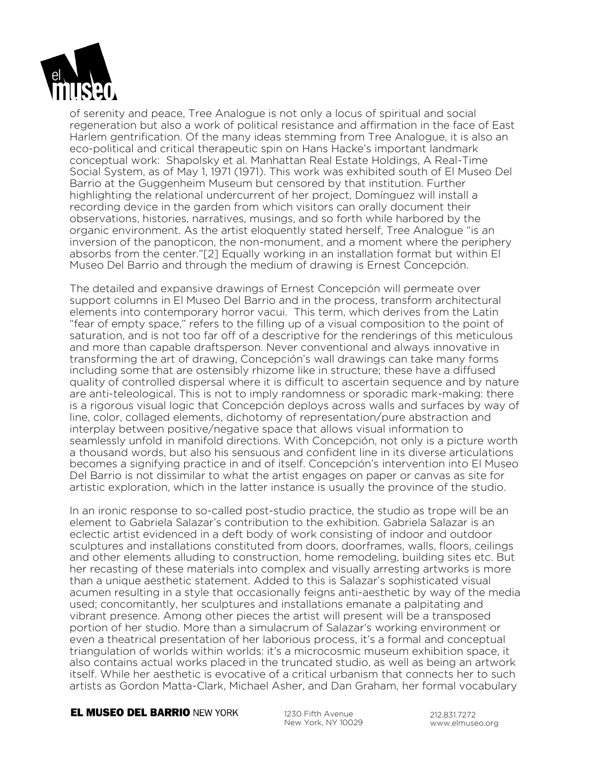of serenity and peace, Tree Analogue is not only a locus of spiritual and social regeneration but also a work of political resistance and affirmation in the face of East Harlem gentrification. Of the many ideas stemming from Tree Analogue, it is also an eco-political and critical therapeutic spin on Hans Hacke's important landmark conceptual work: Shapolsky et al. Manhattan Real Estate Holdings, A Real-Time Social System, as of May 1, 1971 (1971). This work was exhibited south of El Museo Del Barrio at the Guggenheim Museum but censored by that institution. Further highlighting the relational undercurrent of her project, Domínguez will install a recording device in the garden from which visitors can orally document their observations, histories, narratives, musings, and so forth while harbored by the organic environment. As the artist eloquently stated herself, Tree Analogue "is an inversion of the panopticon, the non-monument, and a moment where the periphery absorbs from the center."[2] Equally working in an installation format but within El Museo Del Barrio and through the medium of drawing is Ernest Concepción.

The detailed and expansive drawings of Ernest Concepción will permeate over support columns in El Museo Del Barrio and in the process, transform architectural elements into contemporary horror vacui. This term, which derives from the Latin "fear of empty space," refers to the filling up of a visual composition to the point of saturation, and is not too far off of a descriptive for the renderings of this meticulous and more than capable draftsperson. Never conventional and always innovative in transforming the art of drawing, Concepción's wall drawings can take many forms including some that are ostensibly rhizome like in structure; these have a diffused quality of controlled dispersal where it is difficult to ascertain sequence and by nature are anti-teleological. This is not to imply randomness or sporadic mark-making: there is a rigorous visual logic that Concepción deploys across walls and surfaces by way of line, color, collaged elements, dichotomy of representation/pure abstraction and interplay between positive/negative space that allows visual information to seamlessly unfold in manifold directions. With Concepción, not only is a picture worth a thousand words, but also his sensuous and confident line in its diverse articulations becomes a signifying practice in and of itself. Concepción's intervention into El Museo Del Barrio is not dissimilar to what the artist engages on paper or canvas as site for artistic exploration, which in the latter instance is usually the province of the studio.

In an ironic response to so-called post-studio practice, the studio as trope will be an element to Gabriela Salazar's contribution to the exhibition. Gabriela Salazar is an eclectic artist evidenced in a deft body of work consisting of indoor and outdoor sculptures and installations constituted from doors, doorframes, walls, floors, ceilings and other elements alluding to construction, home remodeling, building sites etc. But her recasting of these materials into complex and visually arresting artworks is more than a unique aesthetic statement. Added to this is Salazar's sophisticated visual acumen resulting in a style that occasionally feigns anti-aesthetic by way of the media used; concomitantly, her sculptures and installations emanate a palpitating and vibrant presence. Among other pieces the artist will present will be a transposed portion of her studio. More than a simulacrum of Salazar's working environment or even a theatrical presentation of her laborious process, it's a formal and conceptual triangulation of worlds within worlds: it's a microcosmic museum exhibition space, it also contains actual works placed in the truncated studio, as well as being an artwork itself. While her aesthetic is evocative of a critical urbanism that connects her to such artists as Gordon Matta-Clark, Michael Asher, and Dan Graham, her formal vocabulary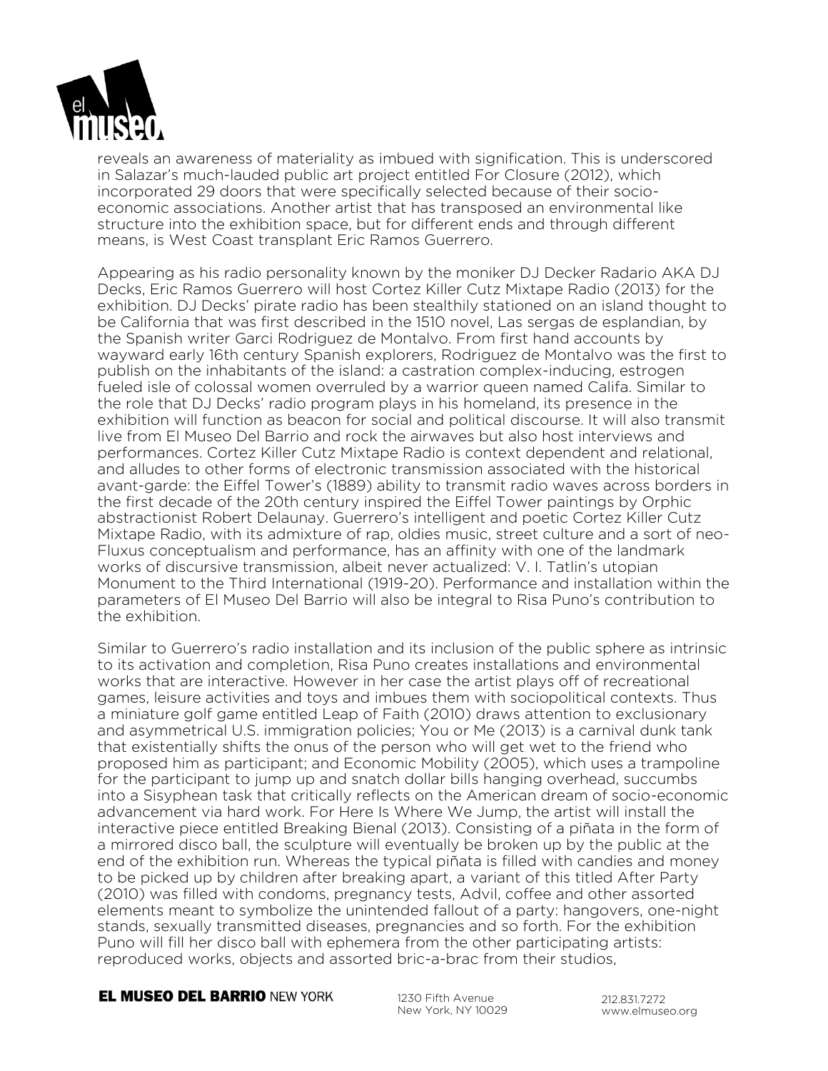reveals an awareness of materiality as imbued with signification. This is underscored in Salazar's much-lauded public art project entitled For Closure (2012), which incorporated 29 doors that were specifically selected because of their socio-economic associations. Another artist that has transposed an environmental like structure into the exhibition space, but for different ends and through different means, is West Coast transplant Eric Ramos Guerrero.

Appearing as his radio personality known by the moniker DJ Decker Radario AKA DJ Decks, Eric Ramos Guerrero will host Cortez Killer Cutz Mixtape Radio (2013) for the exhibition. DJ Decks' pirate radio has been stealthily stationed on an island thought to be California that was first described in the 1510 novel, Las sergas de esplandian, by the Spanish writer Garci Rodriguez de Montalvo. From first hand accounts by wayward early 16th century Spanish explorers, Rodriguez de Montalvo was the first to publish on the inhabitants of the island: a castration complex-inducing, estrogen fueled isle of colossal women overruled by a warrior queen named Califa. Similar to the role that DJ Decks' radio program plays in his homeland, its presence in the exhibition will function as beacon for social and political discourse. It will also transmit live from El Museo Del Barrio and rock the airwaves but also host interviews and performances. Cortez Killer Cutz Mixtape Radio is context dependent and relational, and alludes to other forms of electronic transmission associated with the historical avant-garde: the Eiffel Tower's (1889) ability to transmit radio waves across borders in the first decade of the 20th century inspired the Eiffel Tower paintings by Orphic abstractionist Robert Delaunay. Guerrero's intelligent and poetic Cortez Killer Cutz Mixtape Radio, with its admixture of rap, oldies music, street culture and a sort of neo-Fluxus conceptualism and performance, has an affinity with one of the landmark works of discursive transmission, albeit never actualized: V. I. Tatlin's utopian Monument to the Third International (1919-20). Performance and installation within the parameters of El Museo Del Barrio will also be integral to Risa Puno's contribution to the exhibition.

Similar to Guerrero's radio installation and its inclusion of the public sphere as intrinsic to its activation and completion, Risa Puno creates installations and environmental works that are interactive. However in her case the artist plays off of recreational games, leisure activities and toys and imbues them with sociopolitical contexts. Thus a miniature golf game entitled Leap of Faith (2010) draws attention to exclusionary and asymmetrical U.S. immigration policies; You or Me (2013) is a carnival dunk tank that existentially shifts the onus of the person who will get wet to the friend who proposed him as participant; and Economic Mobility (2005), which uses a trampoline for the participant to jump up and snatch dollar bills hanging overhead, succumbs into a Sisyphean task that critically reflects on the American dream of socio-economic advancement via hard work. For Here Is Where We Jump, the artist will install the interactive piece entitled Breaking Bienal (2013). Consisting of a piñata in the form of a mirrored disco ball, the sculpture will eventually be broken up by the public at the end of the exhibition run. Whereas the typical piñata is filled with candies and money to be picked up by children after breaking apart, a variant of this titled After Party (2010) was filled with condoms, pregnancy tests, Advil, coffee and other assorted elements meant to symbolize the unintended fallout of a party: hangovers, one-night stands, sexually transmitted diseases, pregnancies and so forth. For the exhibition Puno will fill her disco ball with ephemera from the other participating artists: reproduced works, objects and assorted bric-a-brac from their studios,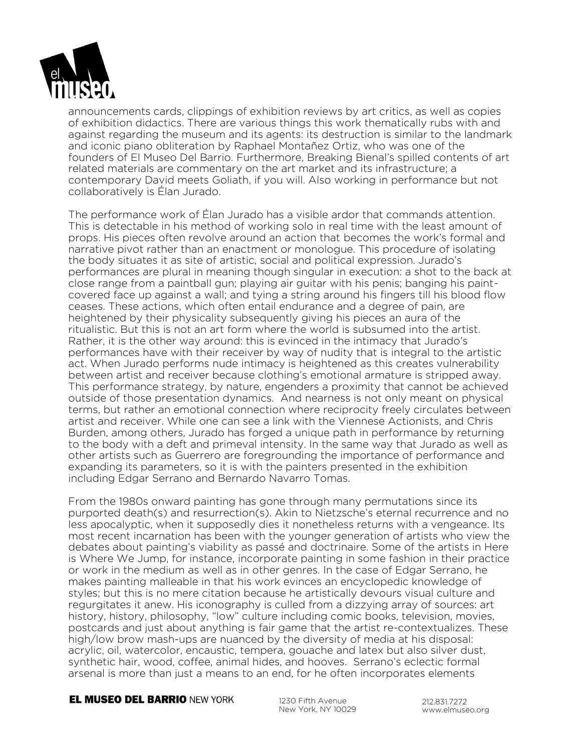announcements cards, clippings of exhibition reviews by art critics, as well as copies of exhibition didactics. There are various things this work thematically rubs with and against regarding the museum and its agents: its destruction is similar to the landmark and iconic piano obliteration by Raphael Montañez Ortiz, who was one of the founders of El Museo Del Barrio. Furthermore, Breaking Bienal's spilled contents of art related materials are commentary on the art market and its infrastructure; a contemporary David meets Goliath, if you will. Also working in performance but not collaboratively is Élan Jurado.

The performance work of Élan Jurado has a visible ardor that commands attention. This is detectable in his method of working solo in real time with the least amount of props. His pieces often revolve around an action that becomes the work's formal and narrative pivot rather than an enactment or monologue. This procedure of isolating the body situates it as site of artistic, social and political expression. Jurado's performances are plural in meaning though singular in execution: a shot to the back at close range from a paintball gun; playing air guitar with his penis; banging his paint-covered face up against a wall; and tying a string around his fingers till his blood flow ceases. These actions, which often entail endurance and a degree of pain, are heightened by their physicality subsequently giving his pieces an aura of the ritualistic. But this is not an art form where the world is subsumed into the artist. Rather, it is the other way around: this is evinced in the intimacy that Jurado's performances have with their receiver by way of nudity that is integral to the artistic act. When Jurado performs nude intimacy is heightened as this creates vulnerability between artist and receiver because clothing's emotional armature is stripped away. This performance strategy, by nature, engenders a proximity that cannot be achieved outside of those presentation dynamics. And nearness is not only meant on physical terms, but rather an emotional connection where reciprocity freely circulates between artist and receiver. While one can see a link with the Viennese Actionists, and Chris Burden, among others, Jurado has forged a unique path in performance by returning to the body with a deft and primeval intensity. In the same way that Jurado as well as other artists such as Guerrero are foregrounding the importance of performance and expanding its parameters, so it is with the painters presented in the exhibition including Edgar Serrano and Bernardo Navarro Tomas.

From the 1980s onward painting has gone through many permutations since its purported death(s) and resurrection(s). Akin to Nietzsche's eternal recurrence and no less apocalyptic, when it supposedly dies it nonetheless returns with a vengeance. Its most recent incarnation has been with the younger generation of artists who view the debates about painting's viability as passé and doctrinaire. Some of the artists in Here is Where We Jump, for instance, incorporate painting in some fashion in their practice or work in the medium as well as in other genres. In the case of Edgar Serrano, he makes painting malleable in that his work evinces an encyclopedic knowledge of styles; but this is no mere citation because he artistically devours visual culture and regurgitates it anew. His iconography is culled from a dizzying array of sources: art history, history, philosophy, "low" culture including comic books, television, movies, postcards and just about anything is fair game that the artist re-contextualizes. These high/low brow mash-ups are nuanced by the diversity of media at his disposal: acrylic, oil, watercolor, encaustic, tempera, gouache and latex but also silver dust, synthetic hair, wood, coffee, animal hides, and hooves. Serrano's eclectic formal arsenal is more than just a means to an end, for he often incorporates elements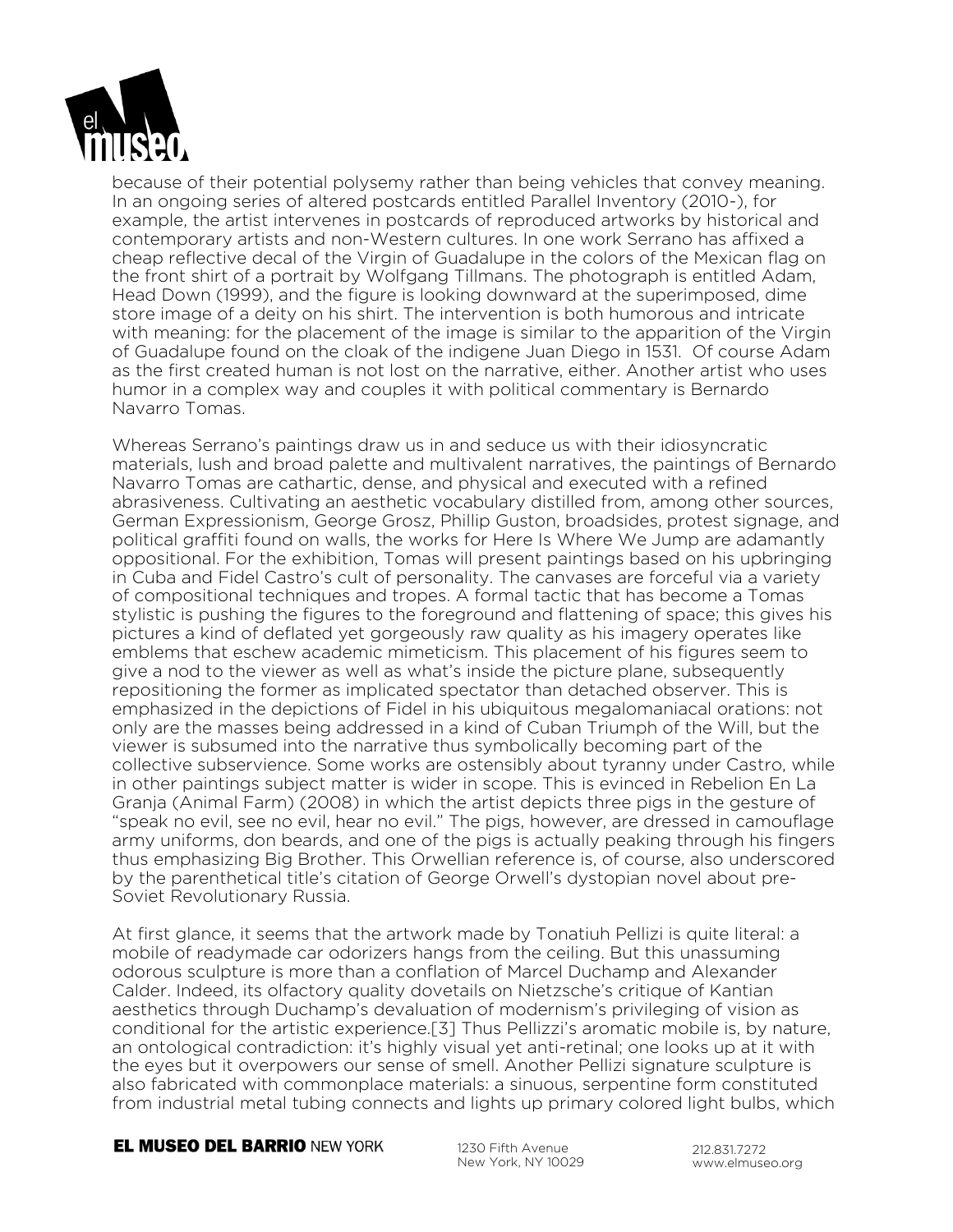because of their potential polysemy rather than being vehicles that convey meaning. In an ongoing series of altered postcards entitled Parallel Inventory (2010-), for example, the artist intervenes in postcards of reproduced artworks by historical and contemporary artists and non-Western cultures. In one work Serrano has affixed a cheap reflective decal of the Virgin of Guadalupe in the colors of the Mexican flag on the front shirt of a portrait by Wolfgang Tillmans. The photograph is entitled Adam, Head Down (1999), and the figure is looking downward at the superimposed, dime store image of a deity on his shirt. The intervention is both humorous and intricate with meaning: for the placement of the image is similar to the apparition of the Virgin of Guadalupe found on the cloak of the indigene Juan Diego in 1531. Of course Adam as the first created human is not lost on the narrative, either. Another artist who uses humor in a complex way and couples it with political commentary is Bernardo Navarro Tomas.

Whereas Serrano's paintings draw us in and seduce us with their idiosyncratic materials, lush and broad palette and multivalent narratives, the paintings of Bernardo Navarro Tomas are cathartic, dense, and physical and executed with a refined abrasiveness. Cultivating an aesthetic vocabulary distilled from, among other sources, German Expressionism, George Grosz, Phillip Guston, broadsides, protest signage, and political graffiti found on walls, the works for Here Is Where We Jump are adamantly oppositional. For the exhibition, Tomas will present paintings based on his upbringing in Cuba and Fidel Castro's cult of personality. The canvases are forceful via a variety of compositional techniques and tropes. A formal tactic that has become a Tomas stylistic is pushing the figures to the foreground and flattening of space; this gives his pictures a kind of deflated yet gorgeously raw quality as his imagery operates like emblems that eschew academic mimeticism. This placement of his figures seem to give a nod to the viewer as well as what's inside the picture plane, subsequently repositioning the former as implicated spectator than detached observer. This is emphasized in the depictions of Fidel in his ubiquitous megalomaniacal orations: not only are the masses being addressed in a kind of Cuban Triumph of the Will, but the viewer is subsumed into the narrative thus symbolically becoming part of the collective subservience. Some works are ostensibly about tyranny under Castro, while in other paintings subject matter is wider in scope. This is evinced in Rebelion En La Granja (Animal Farm) (2008) in which the artist depicts three pigs in the gesture of "speak no evil, see no evil, hear no evil." The pigs, however, are dressed in camouflage army uniforms, don beards, and one of the pigs is actually peaking through his fingers thus emphasizing Big Brother. This Orwellian reference is, of course, also underscored by the parenthetical title's citation of George Orwell's dystopian novel about pre-Soviet Revolutionary Russia.

At first glance, it seems that the artwork made by Tonatiuh Pellizi is quite literal: a mobile of readymade car odorizers hangs from the ceiling. But this unassuming odorous sculpture is more than a conflation of Marcel Duchamp and Alexander Calder. Indeed, its olfactory quality dovetails on Nietzsche's critique of Kantian aesthetics through Duchamp's devaluation of modernism's privileging of vision as conditional for the artistic experience.[3] Thus Pellizzi's aromatic mobile is, by nature, an ontological contradiction: it's highly visual yet anti-retinal; one looks up at it with the eyes but it overpowers our sense of smell. Another Pellizi signature sculpture is also fabricated with commonplace materials: a sinuous, serpentine form constituted from industrial metal tubing connects and lights up primary colored light bulbs, which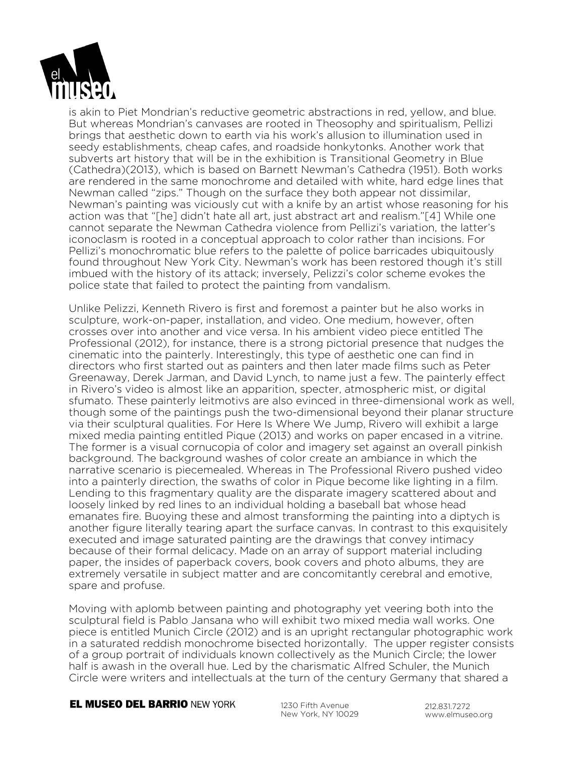is akin to Piet Mondrian's reductive geometric abstractions in red, yellow, and blue. But whereas Mondrian's canvases are rooted in Theosophy and spiritualism, Pellizi brings that aesthetic down to earth via his work's allusion to illumination used in seedy establishments, cheap cafes, and roadside honkytonks. Another work that subverts art history that will be in the exhibition is Transitional Geometry in Blue (Cathedra)(2013), which is based on Barnett Newman's Cathedra (1951). Both works are rendered in the same monochrome and detailed with white, hard edge lines that Newman called "zips." Though on the surface they both appear not dissimilar, Newman's painting was viciously cut with a knife by an artist whose reasoning for his action was that "[he] didn't hate all art, just abstract art and realism."[4] While one cannot separate the Newman Cathedra violence from Pellizi's variation, the latter's iconoclasm is rooted in a conceptual approach to color rather than incisions. For Pellizi's monochromatic blue refers to the palette of police barricades ubiquitously found throughout New York City. Newman's work has been restored though it's still imbued with the history of its attack; inversely, Pelizzi's color scheme evokes the police state that failed to protect the painting from vandalism.

Unlike Pelizzi, Kenneth Rivero is first and foremost a painter but he also works in sculpture, work-on-paper, installation, and video. One medium, however, often crosses over into another and vice versa. In his ambient video piece entitled The Professional (2012), for instance, there is a strong pictorial presence that nudges the cinematic into the painterly. Interestingly, this type of aesthetic one can find in directors who first started out as painters and then later made films such as Peter Greenaway, Derek Jarman, and David Lynch, to name just a few. The painterly effect in Rivero's video is almost like an apparition, specter, atmospheric mist, or digital sfumato. These painterly leitmotivs are also evinced in three-dimensional work as well, though some of the paintings push the two-dimensional beyond their planar structure via their sculptural qualities. For Here Is Where We Jump, Rivero will exhibit a large mixed media painting entitled Pique (2013) and works on paper encased in a vitrine. The former is a visual cornucopia of color and imagery set against an overall pinkish background. The background washes of color create an ambiance in which the narrative scenario is piecemealed. Whereas in The Professional Rivero pushed video into a painterly direction, the swaths of color in Pique become like lighting in a film. Lending to this fragmentary quality are the disparate imagery scattered about and loosely linked by red lines to an individual holding a baseball bat whose head emanates fire. Buoying these and almost transforming the painting into a diptych is another figure literally tearing apart the surface canvas. In contrast to this exquisitely executed and image saturated painting are the drawings that convey intimacy because of their formal delicacy. Made on an array of support material including paper, the insides of paperback covers, book covers and photo albums, they are extremely versatile in subject matter and are concomitantly cerebral and emotive, spare and profuse.

Moving with aplomb between painting and photography yet veering both into the sculptural field is Pablo Jansana who will exhibit two mixed media wall works. One piece is entitled Munich Circle (2012) and is an upright rectangular photographic work in a saturated reddish monochrome bisected horizontally. The upper register consists of a group portrait of individuals known collectively as the Munich Circle; the lower half is awash in the overall hue. Led by the charismatic Alfred Schuler, the Munich Circle were writers and intellectuals at the turn of the century Germany that shared a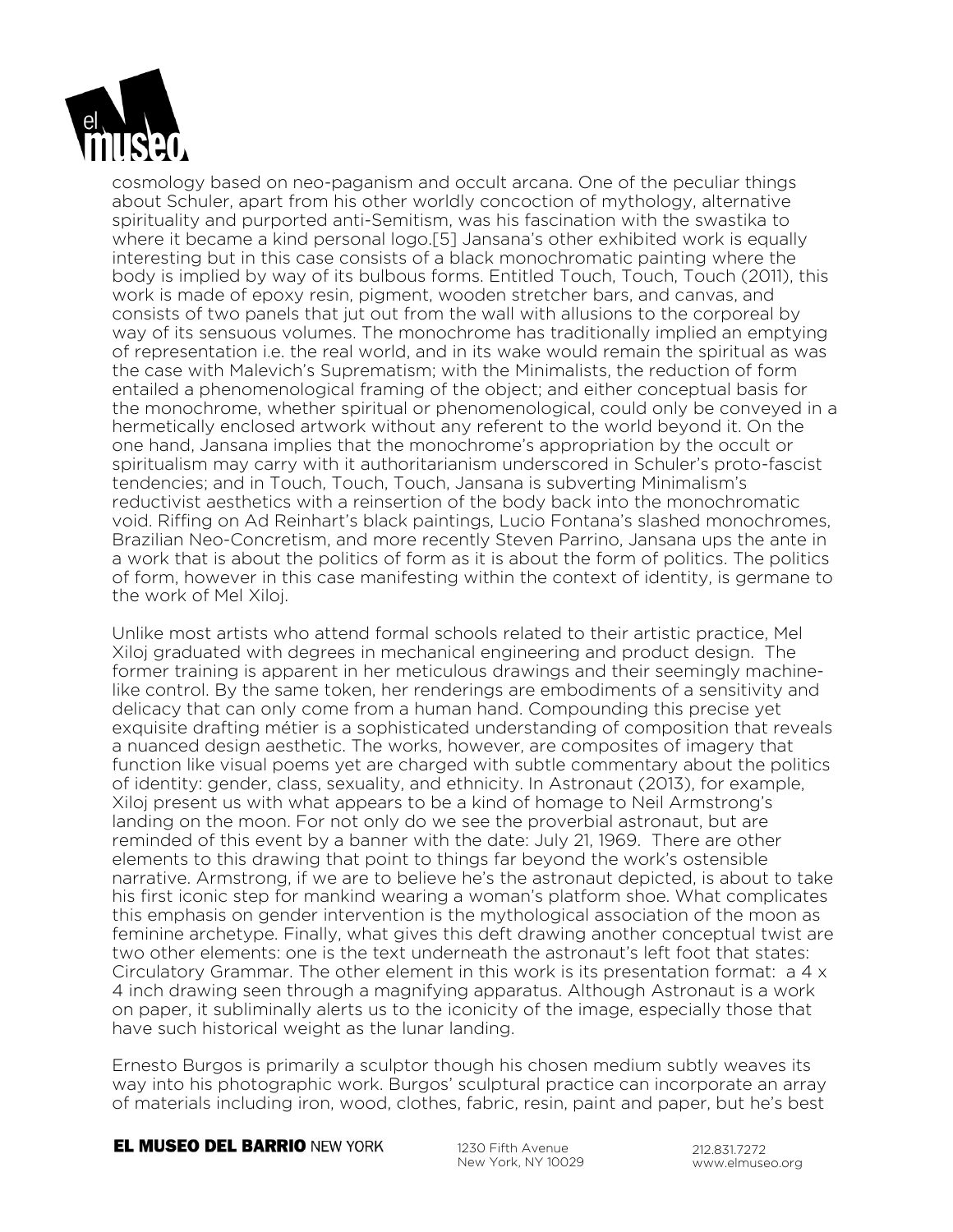cosmology based on neo-paganism and occult arcana. One of the peculiar things about Schuler, apart from his other worldly concoction of mythology, alternative spirituality and purported anti-Semitism, was his fascination with the swastika to where it became a kind personal logo.[5] Jansana's other exhibited work is equally interesting but in this case consists of a black monochromatic painting where the body is implied by way of its bulbous forms. Entitled Touch, Touch, Touch (2011), this work is made of epoxy resin, pigment, wooden stretcher bars, and canvas, and consists of two panels that jut out from the wall with allusions to the corporeal by way of its sensuous volumes. The monochrome has traditionally implied an emptying of representation i.e. the real world, and in its wake would remain the spiritual as was the case with Malevich's Suprematism; with the Minimalists, the reduction of form entailed a phenomenological framing of the object; and either conceptual basis for the monochrome, whether spiritual or phenomenological, could only be conveyed in a hermetically enclosed artwork without any referent to the world beyond it. On the one hand, Jansana implies that the monochrome's appropriation by the occult or spiritualism may carry with it authoritarianism underscored in Schuler's proto-fascist tendencies; and in Touch, Touch, Touch, Jansana is subverting Minimalism's reductivist aesthetics with a reinsertion of the body back into the monochromatic void. Riffing on Ad Reinhart's black paintings, Lucio Fontana's slashed monochromes, Brazilian Neo-Concretism, and more recently Steven Parrino, Jansana ups the ante in a work that is about the politics of form as it is about the form of politics. The politics of form, however in this case manifesting within the context of identity, is germane to the work of Mel Xiloj.

Unlike most artists who attend formal schools related to their artistic practice, Mel Xiloj graduated with degrees in mechanical engineering and product design. The former training is apparent in her meticulous drawings and their seemingly machine-like control. By the same token, her renderings are embodiments of a sensitivity and delicacy that can only come from a human hand. Compounding this precise yet exquisite drafting métier is a sophisticated understanding of composition that reveals a nuanced design aesthetic. The works, however, are composites of imagery that function like visual poems yet are charged with subtle commentary about the politics of identity: gender, class, sexuality, and ethnicity. In Astronaut (2013), for example, Xiloj present us with what appears to be a kind of homage to Neil Armstrong's landing on the moon. For not only do we see the proverbial astronaut, but are reminded of this event by a banner with the date: July 21, 1969. There are other elements to this drawing that point to things far beyond the work's ostensible narrative. Armstrong, if we are to believe he's the astronaut depicted, is about to take his first iconic step for mankind wearing a woman's platform shoe. What complicates this emphasis on gender intervention is the mythological association of the moon as feminine archetype. Finally, what gives this deft drawing another conceptual twist are two other elements: one is the text underneath the astronaut's left foot that states: Circulatory Grammar. The other element in this work is its presentation format: a 4 x 4 inch drawing seen through a magnifying apparatus. Although Astronaut is a work on paper, it subliminally alerts us to the iconicity of the image, especially those that have such historical weight as the lunar landing.

Ernesto Burgos is primarily a sculptor though his chosen medium subtly weaves its way into his photographic work. Burgos' sculptural practice can incorporate an array of materials including iron, wood, clothes, fabric, resin, paint and paper, but he's best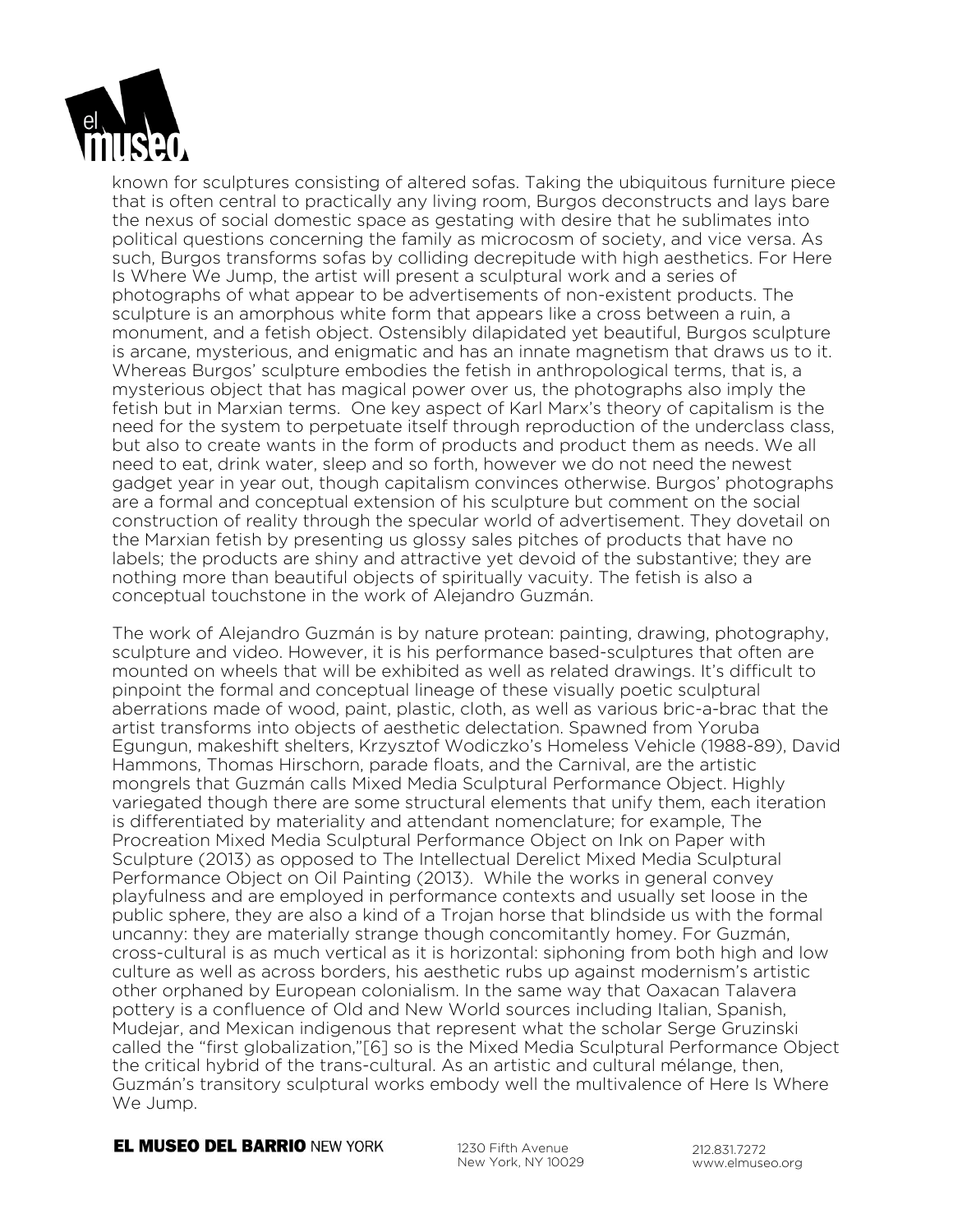known for sculptures consisting of altered sofas. Taking the ubiquitous furniture piece that is often central to practically any living room, Burgos deconstructs and lays bare the nexus of social domestic space as gestating with desire that he sublimates into political questions concerning the family as microcosm of society, and vice versa. As such, Burgos transforms sofas by colliding decrepitude with high aesthetics. For Here Is Where We Jump, the artist will present a sculptural work and a series of photographs of what appear to be advertisements of non-existent products. The sculpture is an amorphous white form that appears like a cross between a ruin, a monument, and a fetish object. Ostensibly dilapidated yet beautiful, Burgos sculpture is arcane, mysterious, and enigmatic and has an innate magnetism that draws us to it. Whereas Burgos' sculpture embodies the fetish in anthropological terms, that is, a mysterious object that has magical power over us, the photographs also imply the fetish but in Marxian terms. One key aspect of Karl Marx's theory of capitalism is the need for the system to perpetuate itself through reproduction of the underclass class, but also to create wants in the form of products and product them as needs. We all need to eat, drink water, sleep and so forth, however we do not need the newest gadget year in year out, though capitalism convinces otherwise. Burgos' photographs are a formal and conceptual extension of his sculpture but comment on the social construction of reality through the specular world of advertisement. They dovetail on the Marxian fetish by presenting us glossy sales pitches of products that have no labels; the products are shiny and attractive yet devoid of the substantive; they are nothing more than beautiful objects of spiritually vacuity. The fetish is also a conceptual touchstone in the work of Alejandro Guzmán.

The work of Alejandro Guzmán is by nature protean: painting, drawing, photography, sculpture and video. However, it is his performance based-sculptures that often are mounted on wheels that will be exhibited as well as related drawings. It's difficult to pinpoint the formal and conceptual lineage of these visually poetic sculptural aberrations made of wood, paint, plastic, cloth, as well as various bric-a-brac that the artist transforms into objects of aesthetic delectation. Spawned from Yoruba Egungun, makeshift shelters, Krzysztof Wodiczko's Homeless Vehicle (1988-89), David Hammons, Thomas Hirschorn, parade floats, and the Carnival, are the artistic mongrels that Guzmán calls Mixed Media Sculptural Performance Object. Highly variegated though there are some structural elements that unify them, each iteration is differentiated by materiality and attendant nomenclature; for example, The Procreation Mixed Media Sculptural Performance Object on Ink on Paper with Sculpture (2013) as opposed to The Intellectual Derelict Mixed Media Sculptural Performance Object on Oil Painting (2013). While the works in general convey playfulness and are employed in performance contexts and usually set loose in the public sphere, they are also a kind of a Trojan horse that blindside us with the formal uncanny: they are materially strange though concomitantly homey. For Guzmán, cross-cultural is as much vertical as it is horizontal: siphoning from both high and low culture as well as across borders, his aesthetic rubs up against modernism's artistic other orphaned by European colonialism. In the same way that Oaxacan Talavera pottery is a confluence of Old and New World sources including Italian, Spanish, Mudejar, and Mexican indigenous that represent what the scholar Serge Gruzinski called the "first globalization,"[6] so is the Mixed Media Sculptural Performance Object the critical hybrid of the trans-cultural. As an artistic and cultural mélange, then, Guzmán's transitory sculptural works embody well the multivalence of Here Is Where We Jump.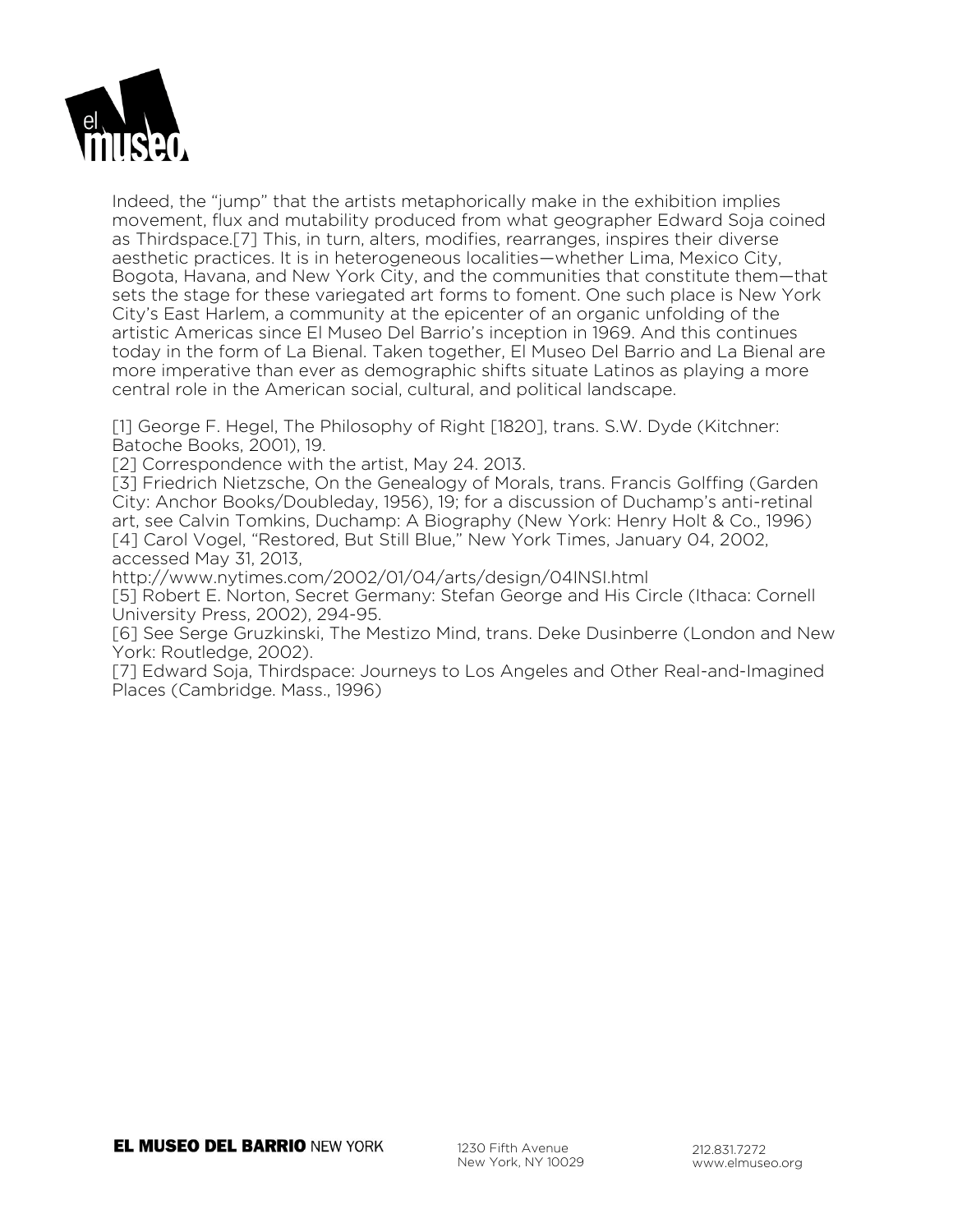Indeed, the "jump" that the artists metaphorically make in the exhibition implies movement, flux and mutability produced from what geographer Edward Soja coined as Thirdspace.[7] This, in turn, alters, modifies, rearranges, inspires their diverse aesthetic practices. It is in heterogeneous localities—whether Lima, Mexico City, Bogota, Havana, and New York City, and the communities that constitute them—that sets the stage for these variegated art forms to foment. One such place is New York City's East Harlem, a community at the epicenter of an organic unfolding of the artistic Americas since El Museo Del Barrio's inception in 1969. And this continues today in the form of La Bienal. Taken together, El Museo Del Barrio and La Bienal are more imperative than ever as demographic shifts situate Latinos as playing a more central role in the American social, cultural, and political landscape.

[1] George F. Hegel, The Philosophy of Right [1820], trans. S.W. Dyde (Kitchner: Batoche Books, 2001), 19.
[2] Correspondence with the artist, May 24. 2013.
[3] Friedrich Nietzsche, On the Genealogy of Morals, trans. Francis Golffing (Garden City: Anchor Books/Doubleday, 1956), 19; for a discussion of Duchamp's anti-retinal art, see Calvin Tomkins, Duchamp: A Biography (New York: Henry Holt & Co., 1996)
[4] Carol Vogel, "Restored, But Still Blue," New York Times, January 04, 2002, accessed May 31, 2013,
http://www.nytimes.com/2002/01/04/arts/design/04INSI.html
[5] Robert E. Norton, Secret Germany: Stefan George and His Circle (Ithaca: Cornell University Press, 2002), 294-95.
[6] See Serge Gruzkinski, The Mestizo Mind, trans. Deke Dusinberre (London and New York: Routledge, 2002).
[7] Edward Soja, Thirdspace: Journeys to Los Angeles and Other Real-and-Imagined Places (Cambridge. Mass., 1996)